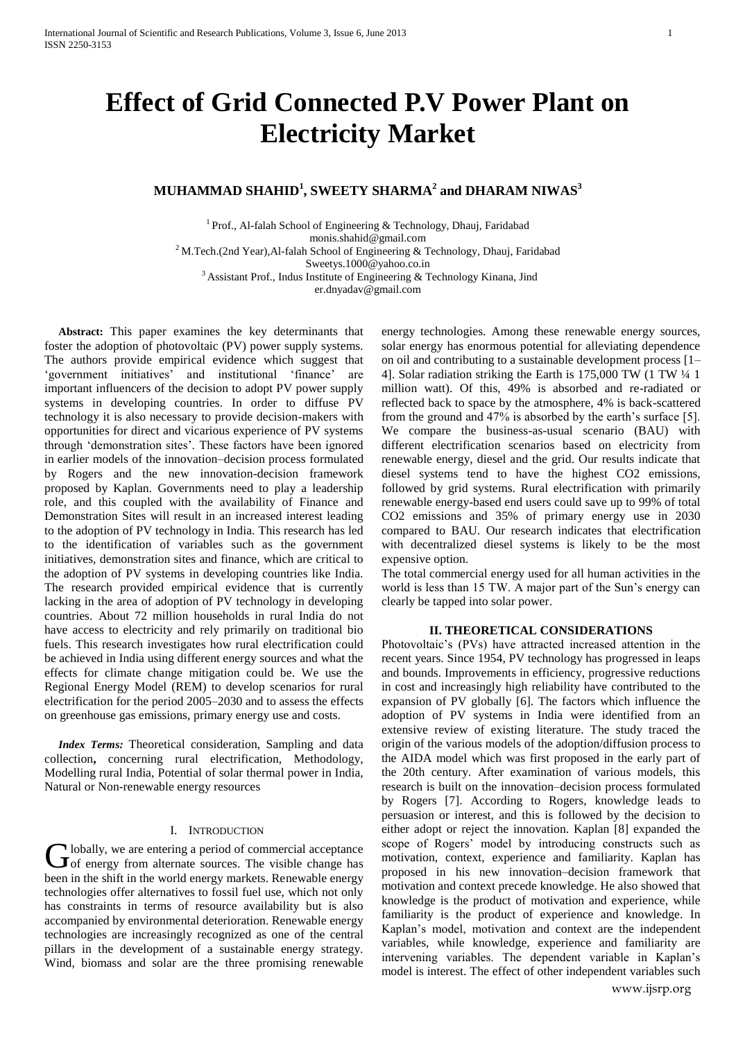# Effect of Grid Connected P.V Power Plant on Electricity Market

**MUHAMMAD SHAHID[1], SWEETY SHARMA[2] and DHARAM NIWAS[3]**

[1] Prof., Al-falah School of Engineering & Technology, Dhauj, Faridabad
monis.shahid@gmail.com
[2] M.Tech.(2nd Year),Al-falah School of Engineering & Technology, Dhauj, Faridabad
Sweetys.1000@yahoo.co.in
[3] Assistant Prof., Indus Institute of Engineering & Technology Kinana, Jind
er.dnyadav@gmail.com

**Abstract:** This paper examines the key determinants that foster the adoption of photovoltaic (PV) power supply systems. The authors provide empirical evidence which suggest that 'government initiatives' and institutional 'finance' are important influencers of the decision to adopt PV power supply systems in developing countries. In order to diffuse PV technology it is also necessary to provide decision-makers with opportunities for direct and vicarious experience of PV systems through 'demonstration sites'. These factors have been ignored in earlier models of the innovation–decision process formulated by Rogers and the new innovation-decision framework proposed by Kaplan. Governments need to play a leadership role, and this coupled with the availability of Finance and Demonstration Sites will result in an increased interest leading to the adoption of PV technology in India. This research has led to the identification of variables such as the government initiatives, demonstration sites and finance, which are critical to the adoption of PV systems in developing countries like India. The research provided empirical evidence that is currently lacking in the area of adoption of PV technology in developing countries. About 72 million households in rural India do not have access to electricity and rely primarily on traditional bio fuels. This research investigates how rural electrification could be achieved in India using different energy sources and what the effects for climate change mitigation could be. We use the Regional Energy Model (REM) to develop scenarios for rural electrification for the period 2005–2030 and to assess the effects on greenhouse gas emissions, primary energy use and costs.

***Index Terms:*** Theoretical consideration, Sampling and data collection**,** concerning rural electrification, Methodology, Modelling rural India, Potential of solar thermal power in India, Natural or Non-renewable energy resources

## I. Introduction

Globally, we are entering a period of commercial acceptance of energy from alternate sources. The visible change has been in the shift in the world energy markets. Renewable energy technologies offer alternatives to fossil fuel use, which not only has constraints in terms of resource availability but is also accompanied by environmental deterioration. Renewable energy technologies are increasingly recognized as one of the central pillars in the development of a sustainable energy strategy. Wind, biomass and solar are the three promising renewable energy technologies. Among these renewable energy sources, solar energy has enormous potential for alleviating dependence on oil and contributing to a sustainable development process [1–4]. Solar radiation striking the Earth is 175,000 TW (1 TW ¼ 1 million watt). Of this, 49% is absorbed and re-radiated or reflected back to space by the atmosphere, 4% is back-scattered from the ground and 47% is absorbed by the earth's surface [5]. We compare the business-as-usual scenario (BAU) with different electrification scenarios based on electricity from renewable energy, diesel and the grid. Our results indicate that diesel systems tend to have the highest $CO_2$ emissions, followed by grid systems. Rural electrification with primarily renewable energy-based end users could save up to 99% of total $CO_2$ emissions and 35% of primary energy use in 2030 compared to BAU. Our research indicates that electrification with decentralized diesel systems is likely to be the most expensive option.

The total commercial energy used for all human activities in the world is less than 15 TW. A major part of the Sun's energy can clearly be tapped into solar power.

## II. Theoretical Considerations

Photovoltaic's (PVs) have attracted increased attention in the recent years. Since 1954, PV technology has progressed in leaps and bounds. Improvements in efficiency, progressive reductions in cost and increasingly high reliability have contributed to the expansion of PV globally [6]. The factors which influence the adoption of PV systems in India were identified from an extensive review of existing literature. The study traced the origin of the various models of the adoption/diffusion process to the AIDA model which was first proposed in the early part of the 20th century. After examination of various models, this research is built on the innovation–decision process formulated by Rogers [7]. According to Rogers, knowledge leads to persuasion or interest, and this is followed by the decision to either adopt or reject the innovation. Kaplan [8] expanded the scope of Rogers' model by introducing constructs such as motivation, context, experience and familiarity. Kaplan has proposed in his new innovation–decision framework that motivation and context precede knowledge. He also showed that knowledge is the product of motivation and experience, while familiarity is the product of experience and knowledge. In Kaplan's model, motivation and context are the independent variables, while knowledge, experience and familiarity are intervening variables. The dependent variable in Kaplan's model is interest. The effect of other independent variables such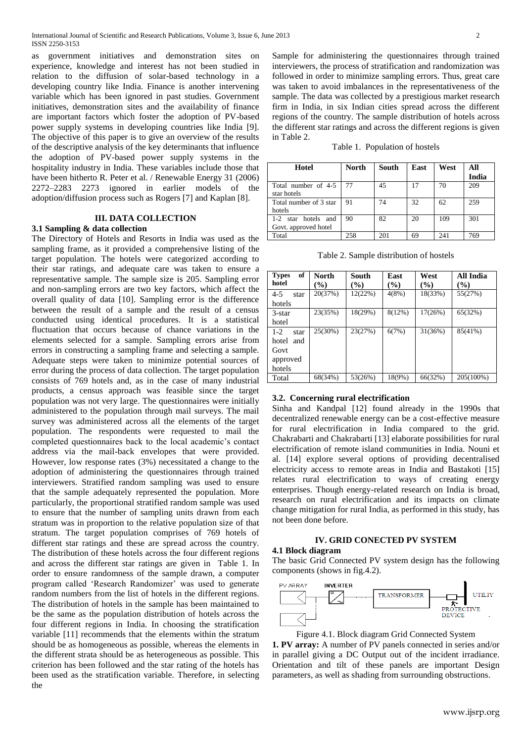as government initiatives and demonstration sites on experience, knowledge and interest has not been studied in relation to the diffusion of solar-based technology in a developing country like India. Finance is another intervening variable which has been ignored in past studies. Government initiatives, demonstration sites and the availability of finance are important factors which foster the adoption of PV-based power supply systems in developing countries like India [9]. The objective of this paper is to give an overview of the results of the descriptive analysis of the key determinants that influence the adoption of PV-based power supply systems in the hospitality industry in India. These variables include those that have been hitherto R. Peter et al. / Renewable Energy 31 (2006) 2272–2283 2273 ignored in earlier models of the adoption/diffusion process such as Rogers [7] and Kaplan [8].

## III. DATA COLLECTION

### 3.1 Sampling & data collection

The Directory of Hotels and Resorts in India was used as the sampling frame, as it provided a comprehensive listing of the target population. The hotels were categorized according to their star ratings, and adequate care was taken to ensure a representative sample. The sample size is 205. Sampling error and non-sampling errors are two key factors, which affect the overall quality of data [10]. Sampling error is the difference between the result of a sample and the result of a census conducted using identical procedures. It is a statistical fluctuation that occurs because of chance variations in the elements selected for a sample. Sampling errors arise from errors in constructing a sampling frame and selecting a sample. Adequate steps were taken to minimize potential sources of error during the process of data collection. The target population consists of 769 hotels and, as in the case of many industrial products, a census approach was feasible since the target population was not very large. The questionnaires were initially administered to the population through mail surveys. The mail survey was administered across all the elements of the target population. The respondents were requested to mail the completed questionnaires back to the local academic's contact address via the mail-back envelopes that were provided. However, low response rates (3%) necessitated a change to the adoption of administering the questionnaires through trained interviewers. Stratified random sampling was used to ensure that the sample adequately represented the population. More particularly, the proportional stratified random sample was used to ensure that the number of sampling units drawn from each stratum was in proportion to the relative population size of that stratum. The target population comprises of 769 hotels of different star ratings and these are spread across the country. The distribution of these hotels across the four different regions and across the different star ratings are given in Table 1. In order to ensure randomness of the sample drawn, a computer program called 'Research Randomizer' was used to generate random numbers from the list of hotels in the different regions. The distribution of hotels in the sample has been maintained to be the same as the population distribution of hotels across the four different regions in India. In choosing the stratification variable [11] recommends that the elements within the stratum should be as homogeneous as possible, whereas the elements in the different strata should be as heterogeneous as possible. This criterion has been followed and the star rating of the hotels has been used as the stratification variable. Therefore, in selecting the Sample for administering the questionnaires through trained interviewers, the process of stratification and randomization was followed in order to minimize sampling errors. Thus, great care was taken to avoid imbalances in the representativeness of the sample. The data was collected by a prestigious market research firm in India, in six Indian cities spread across the different regions of the country. The sample distribution of hotels across the different star ratings and across the different regions is given in Table 2.

Table 1. Population of hostels

| Hotel | North | South | East | West | All India |
|---|---|---|---|---|---|
| Total number of 4-5 star hotels | 77 | 45 | 17 | 70 | 209 |
| Total number of 3 star hotels | 91 | 74 | 32 | 62 | 259 |
| 1-2 star hotels and Govt. approved hotel | 90 | 82 | 20 | 109 | 301 |
| Total | 258 | 201 | 69 | 241 | 769 |

Table 2. Sample distribution of hostels

| Types of hotel | North (%) | South (%) | East (%) | West (%) | All India (%) |
|---|---|---|---|---|---|
| 4-5 star hotels | 20(37%) | 12(22%) | 4(8%) | 18(33%) | 55(27%) |
| 3-star hotel | 23(35%) | 18(29%) | 8(12%) | 17(26%) | 65(32%) |
| 1-2 star hotel and Govt approved hotels | 25(30%) | 23(27%) | 6(7%) | 31(36%) | 85(41%) |
| Total | 68(34%) | 53(26%) | 18(9%) | 66(32%) | 205(100%) |

### 3.2. Concerning rural electrification

Sinha and Kandpal [12] found already in the 1990s that decentralized renewable energy can be a cost-effective measure for rural electrification in India compared to the grid. Chakrabarti and Chakrabarti [13] elaborate possibilities for rural electrification of remote island communities in India. Nouni et al. [14] explore several options of providing decentralised electricity access to remote areas in India and Bastakoti [15] relates rural electrification to ways of creating energy enterprises. Though energy-related research on India is broad, research on rural electrification and its impacts on climate change mitigation for rural India, as performed in this study, has not been done before.

## IV. GRID CONECTED PV SYSTEM

### 4.1 Block diagram

The basic Grid Connected PV system design has the following components (shows in fig.4.2).

PV ARRAY — INVERTER — TRANSFORMER — PROTECTIVE DEVICE — UTILIY

Figure 4.1. Block diagram Grid Connected System

**1. PV array:** A number of PV panels connected in series and/or in parallel giving a DC Output out of the incident irradiance. Orientation and tilt of these panels are important Design parameters, as well as shading from surrounding obstructions.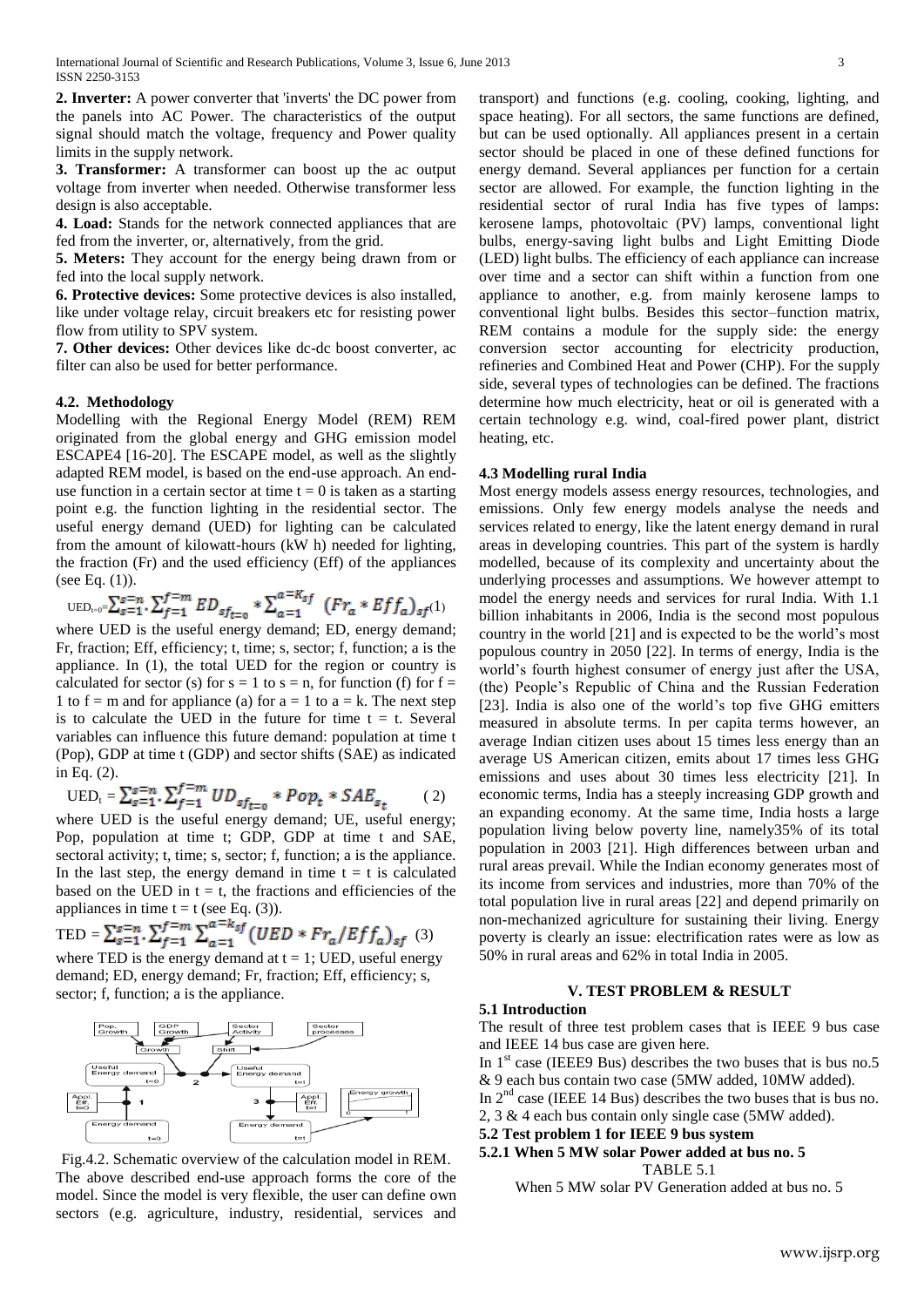**2. Inverter:** A power converter that 'inverts' the DC power from the panels into AC Power. The characteristics of the output signal should match the voltage, frequency and Power quality limits in the supply network.

**3. Transformer:** A transformer can boost up the ac output voltage from inverter when needed. Otherwise transformer less design is also acceptable.

**4. Load:** Stands for the network connected appliances that are fed from the inverter, or, alternatively, from the grid.

**5. Meters:** They account for the energy being drawn from or fed into the local supply network.

**6. Protective devices:** Some protective devices is also installed, like under voltage relay, circuit breakers etc for resisting power flow from utility to SPV system.

**7. Other devices:** Other devices like dc-dc boost converter, ac filter can also be used for better performance.

### 4.2. Methodology

Modelling with the Regional Energy Model (REM) REM originated from the global energy and GHG emission model ESCAPE4 [16-20]. The ESCAPE model, as well as the slightly adapted REM model, is based on the end-use approach. An end-use function in a certain sector at time $t = 0$ is taken as a starting point e.g. the function lighting in the residential sector. The useful energy demand (UED) for lighting can be calculated from the amount of kilowatt-hours (kW h) needed for lighting, the fraction (Fr) and the used efficiency (Eff) of the appliances (see Eq. (1)).

$$UED_{t=0} = \sum_{s=1}^{s=n} \cdot \sum_{f=1}^{f=m} ED_{sf_{t=0}} * \sum_{a=1}^{a=K_{sf}} (Fr_a * Eff_a)_{sf} \quad (1)$$

where UED is the useful energy demand; ED, energy demand; Fr, fraction; Eff, efficiency; t, time; s, sector; f, function; a is the appliance. In (1), the total UED for the region or country is calculated for sector (s) for $s = 1$ to $s = n$, for function (f) for $f = 1$ to $f = m$ and for appliance (a) for $a = 1$ to $a = k$. The next step is to calculate the UED in the future for time $t = t$. Several variables can influence this future demand: population at time t (Pop), GDP at time t (GDP) and sector shifts (SAE) as indicated in Eq. (2).

$$UED_t = \sum_{s=1}^{s=n} \cdot \sum_{f=1}^{f=m} UD_{sf_{t=0}} * Pop_t * SAE_{s_t} \quad (2)$$

where UED is the useful energy demand; UE, useful energy; Pop, population at time t; GDP, GDP at time t and SAE, sectoral activity; t, time; s, sector; f, function; a is the appliance. In the last step, the energy demand in time $t = t$ is calculated based on the UED in $t = t$, the fractions and efficiencies of the appliances in time $t = t$ (see Eq. (3)).

$$TED = \sum_{s=1}^{s=n} \cdot \sum_{f=1}^{f=m} \sum_{a=1}^{a=k_{sf}} (UED * Fr_a / Eff_a)_{sf} \quad (3)$$

where TED is the energy demand at $t = 1$; UED, useful energy demand; ED, energy demand; Fr, fraction; Eff, efficiency; s, sector; f, function; a is the appliance.

Pop. Growth
GDP Growth
Sector Activity
Sector processes
Growth
Shift
Useful Energy demand t=0
Useful Energy demand t=t
Appl. Eff. t=0
Appl. Eff. t=1
Energy growth
Energy demand t=0
Energy demand t=t
1
2
3

Fig.4.2. Schematic overview of the calculation model in REM.

The above described end-use approach forms the core of the model. Since the model is very flexible, the user can define own sectors (e.g. agriculture, industry, residential, services and transport) and functions (e.g. cooling, cooking, lighting, and space heating). For all sectors, the same functions are defined, but can be used optionally. All appliances present in a certain sector should be placed in one of these defined functions for energy demand. Several appliances per function for a certain sector are allowed. For example, the function lighting in the residential sector of rural India has five types of lamps: kerosene lamps, photovoltaic (PV) lamps, conventional light bulbs, energy-saving light bulbs and Light Emitting Diode (LED) light bulbs. The efficiency of each appliance can increase over time and a sector can shift within a function from one appliance to another, e.g. from mainly kerosene lamps to conventional light bulbs. Besides this sector–function matrix, REM contains a module for the supply side: the energy conversion sector accounting for electricity production, refineries and Combined Heat and Power (CHP). For the supply side, several types of technologies can be defined. The fractions determine how much electricity, heat or oil is generated with a certain technology e.g. wind, coal-fired power plant, district heating, etc.

### 4.3 Modelling rural India

Most energy models assess energy resources, technologies, and emissions. Only few energy models analyse the needs and services related to energy, like the latent energy demand in rural areas in developing countries. This part of the system is hardly modelled, because of its complexity and uncertainty about the underlying processes and assumptions. We however attempt to model the energy needs and services for rural India. With 1.1 billion inhabitants in 2006, India is the second most populous country in the world [21] and is expected to be the world's most populous country in 2050 [22]. In terms of energy, India is the world's fourth highest consumer of energy just after the USA, (the) People's Republic of China and the Russian Federation [23]. India is also one of the world's top five GHG emitters measured in absolute terms. In per capita terms however, an average Indian citizen uses about 15 times less energy than an average US American citizen, emits about 17 times less GHG emissions and uses about 30 times less electricity [21]. In economic terms, India has a steeply increasing GDP growth and an expanding economy. At the same time, India hosts a large population living below poverty line, namely35% of its total population in 2003 [21]. High differences between urban and rural areas prevail. While the Indian economy generates most of its income from services and industries, more than 70% of the total population live in rural areas [22] and depend primarily on non-mechanized agriculture for sustaining their living. Energy poverty is clearly an issue: electrification rates were as low as 50% in rural areas and 62% in total India in 2005.

## V. TEST PROBLEM & RESULT

### 5.1 Introduction

The result of three test problem cases that is IEEE 9 bus case and IEEE 14 bus case are given here.

In 1[st] case (IEEE9 Bus) describes the two buses that is bus no.5 & 9 each bus contain two case (5MW added, 10MW added).

In 2[nd] case (IEEE 14 Bus) describes the two buses that is bus no. 2, 3 & 4 each bus contain only single case (5MW added).

### 5.2 Test problem 1 for IEEE 9 bus system

#### 5.2.1 When 5 MW solar Power added at bus no. 5

TABLE 5.1

When 5 MW solar PV Generation added at bus no. 5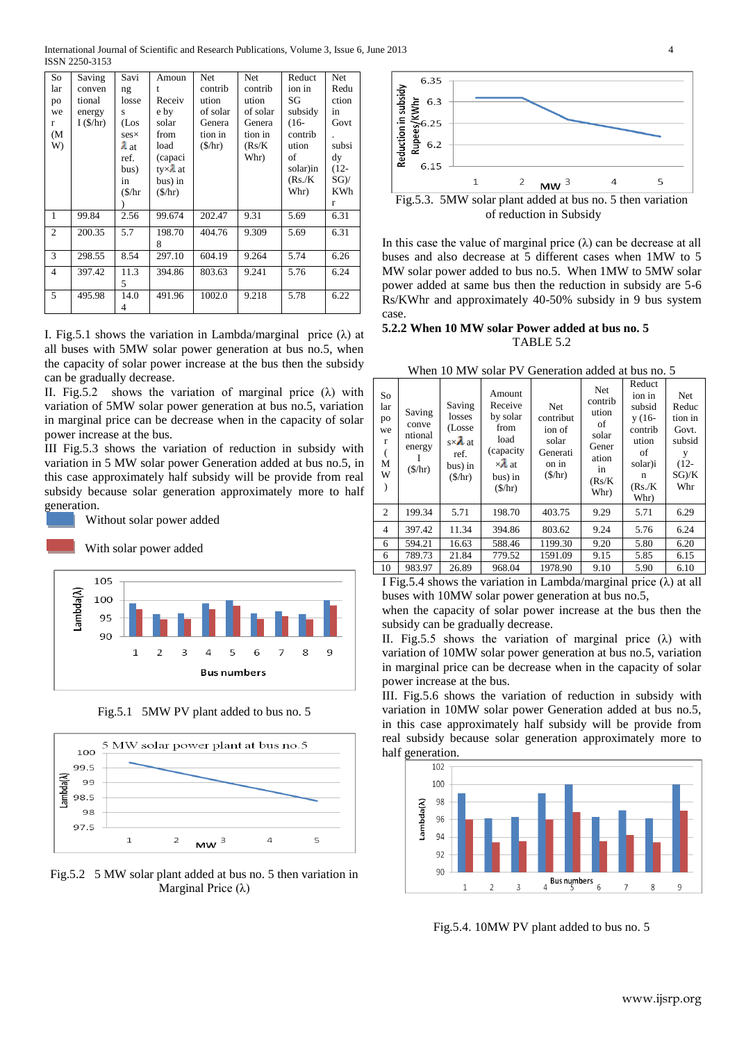| Solar power (MW) | Saving conventional energy I ($/hr) | Saving losses (Losses× λ at ref. bus) in ($/hr) | Amount Receive by solar from load (capacity×λ at bus) in ($/hr) | Net contribution of solar Generation in ($/hr) | Net contribution of solar Generation in (Rs/KWhr) | Reduction in SG subsidy (16-contribution of solar)in (Rs./KWhr) | Net Reduction in Govt. subsidy (12-SG)/KWhr |
|---|---|---|---|---|---|---|---|
| 1 | 99.84 | 2.56 | 99.674 | 202.47 | 9.31 | 5.69 | 6.31 |
| 2 | 200.35 | 5.7 | 198.708 | 404.76 | 9.309 | 5.69 | 6.31 |
| 3 | 298.55 | 8.54 | 297.10 | 604.19 | 9.264 | 5.74 | 6.26 |
| 4 | 397.42 | 11.35 | 394.86 | 803.63 | 9.241 | 5.76 | 6.24 |
| 5 | 495.98 | 14.04 | 491.96 | 1002.0 | 9.218 | 5.78 | 6.22 |

I. Fig.5.1 shows the variation in Lambda/marginal price (λ) at all buses with 5MW solar power generation at bus no.5, when the capacity of solar power increase at the bus then the subsidy can be gradually decrease.

II. Fig.5.2 shows the variation of marginal price (λ) with variation of 5MW solar power generation at bus no.5, variation in marginal price can be decrease when in the capacity of solar power increase at the bus.

III Fig.5.3 shows the variation of reduction in subsidy with variation in 5 MW solar power Generation added at bus no.5, in this case approximately half subsidy will be provide from real subsidy because solar generation approximately more to half generation.

Without solar power added

With solar power added

Fig.5.1 5MW PV plant added to bus no. 5

Fig.5.2 5 MW solar plant added at bus no. 5 then variation in Marginal Price (λ)

Fig.5.3. 5MW solar plant added at bus no. 5 then variation of reduction in Subsidy

In this case the value of marginal price (λ) can be decrease at all buses and also decrease at 5 different cases when 1MW to 5 MW solar power added to bus no.5. When 1MW to 5MW solar power added at same bus then the reduction in subsidy are 5-6 Rs/KWhr and approximately 40-50% subsidy in 9 bus system case.

### 5.2.2 When 10 MW solar Power added at bus no. 5

TABLE 5.2

When 10 MW solar PV Generation added at bus no. 5

| Solar power (MW) | Saving conventional energy I ($/hr) | Saving losses (Losses×λ at ref. bus) in ($/hr) | Amount Receive by solar from load (capacity ×λ at bus) in ($/hr) | Net contribution of solar Generation in ($/hr) | Net contribution of solar Generation in (Rs/KWhr) | Reduction in subsidy (16-contribution of solar)in (Rs./KWhr) | Net Reduction in Govt. subsidy (12-SG)/KWhr |
|---|---|---|---|---|---|---|---|
| 2 | 199.34 | 5.71 | 198.70 | 403.75 | 9.29 | 5.71 | 6.29 |
| 4 | 397.42 | 11.34 | 394.86 | 803.62 | 9.24 | 5.76 | 6.24 |
| 6 | 594.21 | 16.63 | 588.46 | 1199.30 | 9.20 | 5.80 | 6.20 |
| 6 | 789.73 | 21.84 | 779.52 | 1591.09 | 9.15 | 5.85 | 6.15 |
| 10 | 983.97 | 26.89 | 968.04 | 1978.90 | 9.10 | 5.90 | 6.10 |

I Fig.5.4 shows the variation in Lambda/marginal price (λ) at all buses with 10MW solar power generation at bus no.5, when the capacity of solar power increase at the bus then the subsidy can be gradually decrease.

II. Fig.5.5 shows the variation of marginal price (λ) with variation of 10MW solar power generation at bus no.5, variation in marginal price can be decrease when in the capacity of solar power increase at the bus.

III. Fig.5.6 shows the variation of reduction in subsidy with variation in 10MW solar power Generation added at bus no.5, in this case approximately half subsidy will be provide from real subsidy because solar generation approximately more to half generation.

Fig.5.4. 10MW PV plant added to bus no. 5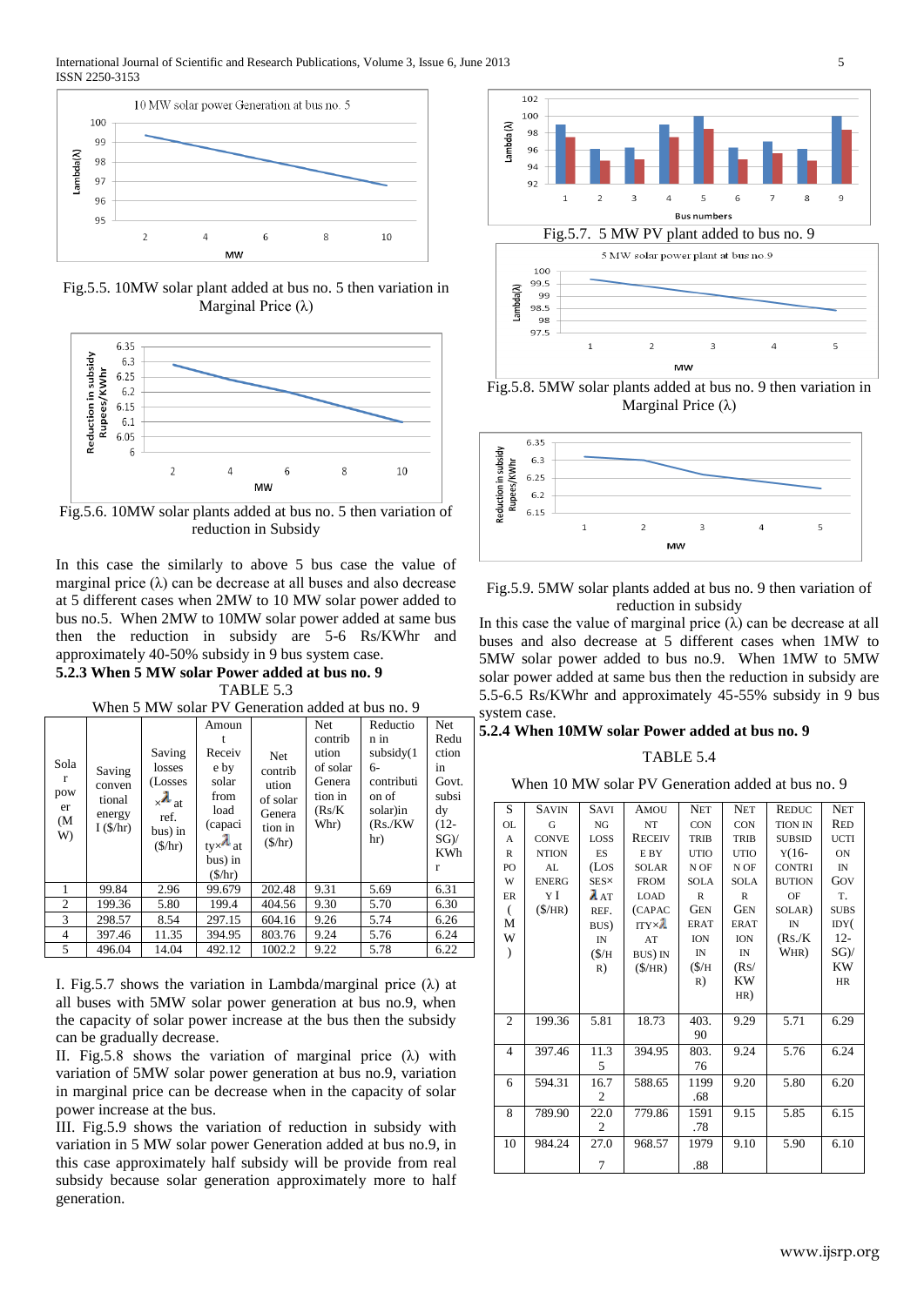Fig.5.5. 10MW solar plant added at bus no. 5 then variation in Marginal Price (λ)

Fig.5.6. 10MW solar plants added at bus no. 5 then variation of reduction in Subsidy

In this case the similarly to above 5 bus case the value of marginal price (λ) can be decrease at all buses and also decrease at 5 different cases when 2MW to 10 MW solar power added to bus no.5. When 2MW to 10MW solar power added at same bus then the reduction in subsidy are 5-6 Rs/KWhr and approximately 40-50% subsidy in 9 bus system case.

### 5.2.3 When 5 MW solar Power added at bus no. 9

TABLE 5.3

When 5 MW solar PV Generation added at bus no. 9

| Solar power (MW) | Saving conventional energy I ($/hr) | Saving losses (Losses ×λ at ref. bus) in ($/hr) | Amount Receive by solar from load (capacity×λ at bus) in ($/hr) | Net contribution of solar Generation in ($/hr) | Net contribution of solar Generation in (Rs/KWhr) | Reduction in subsidy(16-contribution of solar)in (Rs./KWhr) | Net Reduction in Govt. subsidy (12-SG)/KWhr |
|---|---|---|---|---|---|---|---|
| 1 | 99.84 | 2.96 | 99.679 | 202.48 | 9.31 | 5.69 | 6.31 |
| 2 | 199.36 | 5.80 | 199.4 | 404.56 | 9.30 | 5.70 | 6.30 |
| 3 | 298.57 | 8.54 | 297.15 | 604.16 | 9.26 | 5.74 | 6.26 |
| 4 | 397.46 | 11.35 | 394.95 | 803.76 | 9.24 | 5.76 | 6.24 |
| 5 | 496.04 | 14.04 | 492.12 | 1002.2 | 9.22 | 5.78 | 6.22 |

I. Fig.5.7 shows the variation in Lambda/marginal price (λ) at all buses with 5MW solar power generation at bus no.9, when the capacity of solar power increase at the bus then the subsidy can be gradually decrease.

II. Fig.5.8 shows the variation of marginal price (λ) with variation of 5MW solar power generation at bus no.9, variation in marginal price can be decrease when in the capacity of solar power increase at the bus.

III. Fig.5.9 shows the variation of reduction in subsidy with variation in 5 MW solar power Generation added at bus no.9, in this case approximately half subsidy will be provide from real subsidy because solar generation approximately more to half generation.

Fig.5.7. 5 MW PV plant added to bus no. 9

Fig.5.8. 5MW solar plants added at bus no. 9 then variation in Marginal Price (λ)

Fig.5.9. 5MW solar plants added at bus no. 9 then variation of reduction in subsidy

In this case the value of marginal price (λ) can be decrease at all buses and also decrease at 5 different cases when 1MW to 5MW solar power added to bus no.9. When 1MW to 5MW solar power added at same bus then the reduction in subsidy are 5.5-6.5 Rs/KWhr and approximately 45-55% subsidy in 9 bus system case.

### 5.2.4 When 10MW solar Power added at bus no. 9

TABLE 5.4

When 10 MW solar PV Generation added at bus no. 9

| Solar power (MW) | Saving conventional energy I ($/hr) | Savings losses (Losses×λ at ref. bus) in ($/hr) | Amount Receive by solar from load (capacity×λ at bus) in ($/hr) | Net contribution of solar Generation in ($/hr) | Net contribution of solar Generation in (Rs/KWhr) | Reduction in subsidy(16-contribution of solar) in (Rs./KWhr) | Net Reduction in Govt. subsidy(12-SG)/KWhr |
|---|---|---|---|---|---|---|---|
| 2 | 199.36 | 5.81 | 18.73 | 403.90 | 9.29 | 5.71 | 6.29 |
| 4 | 397.46 | 11.35 | 394.95 | 803.76 | 9.24 | 5.76 | 6.24 |
| 6 | 594.31 | 16.72 | 588.65 | 1199.68 | 9.20 | 5.80 | 6.20 |
| 8 | 789.90 | 22.02 | 779.86 | 1591.78 | 9.15 | 5.85 | 6.15 |
| 10 | 984.24 | 27.07 | 968.57 | 1979.88 | 9.10 | 5.90 | 6.10 |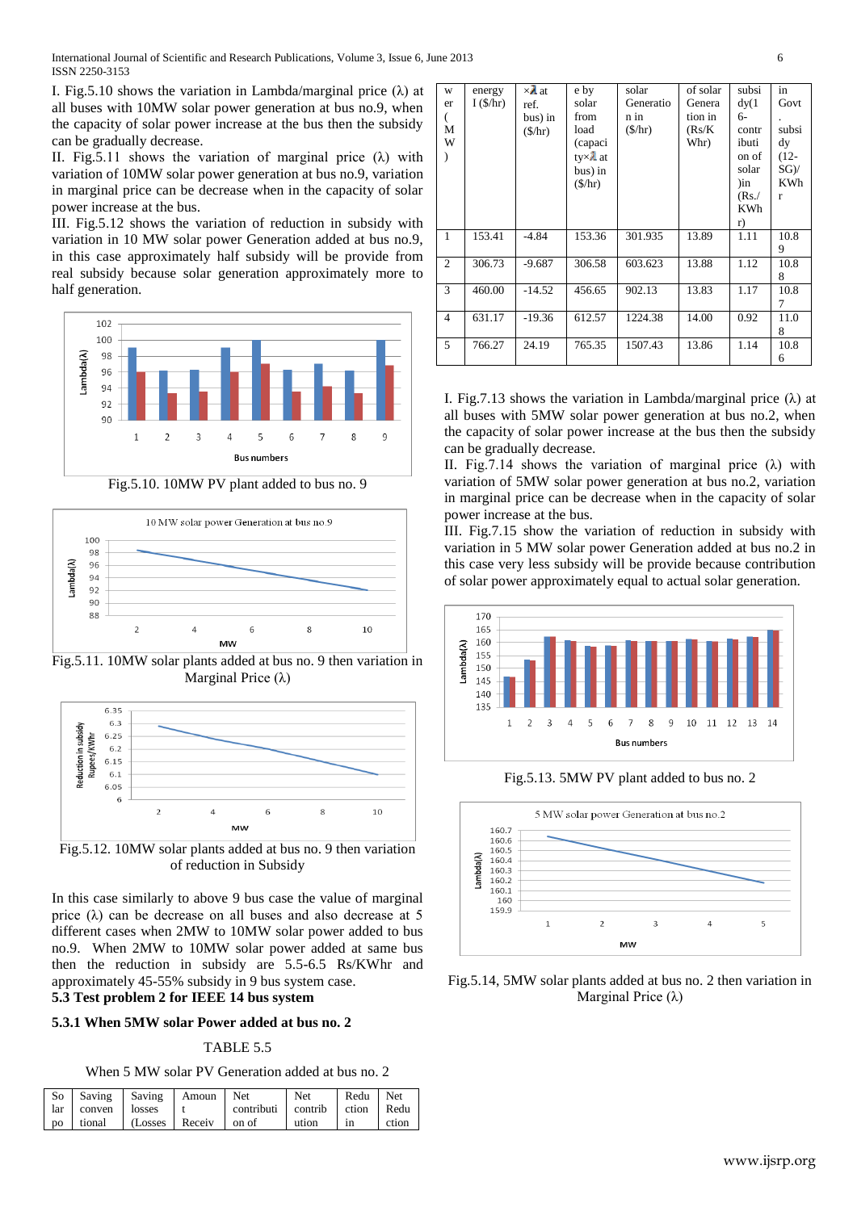I. Fig.5.10 shows the variation in Lambda/marginal price (λ) at all buses with 10MW solar power generation at bus no.9, when the capacity of solar power increase at the bus then the subsidy can be gradually decrease.

II. Fig.5.11 shows the variation of marginal price (λ) with variation of 10MW solar power generation at bus no.9, variation in marginal price can be decrease when in the capacity of solar power increase at the bus.

III. Fig.5.12 shows the variation of reduction in subsidy with variation in 10 MW solar power Generation added at bus no.9, in this case approximately half subsidy will be provide from real subsidy because solar generation approximately more to half generation.

Fig.5.10. 10MW PV plant added to bus no. 9

Fig.5.11. 10MW solar plants added at bus no. 9 then variation in Marginal Price (λ)

Fig.5.12. 10MW solar plants added at bus no. 9 then variation of reduction in Subsidy

In this case similarly to above 9 bus case the value of marginal price (λ) can be decrease on all buses and also decrease at 5 different cases when 2MW to 10MW solar power added to bus no.9. When 2MW to 10MW solar power added at same bus then the reduction in subsidy are 5.5-6.5 Rs/KWhr and approximately 45-55% subsidy in 9 bus system case.

## 5.3 Test problem 2 for IEEE 14 bus system

### 5.3.1 When 5MW solar Power added at bus no. 2

TABLE 5.5

When 5 MW solar PV Generation added at bus no. 2

| Solar power (MW) | Saving conventional energy ($/hr) | Saving losses (Losses ×λ at ref. bus) in ($/hr) | Amount Receive by solar from load (capacity×λ at bus) in ($/hr) | Net contribution of solar Generation in ($/hr) | Net contribution of solar Generation in (Rs/KWhr) | Reduction in subsidy(16-contribution of solar)in (Rs./KWhr) | Net Reduction in Govt. subsidy (12-SG)/KWhr |
|---|---|---|---|---|---|---|---|
| 1 | 153.41 | -4.84 | 153.36 | 301.935 | 13.89 | 1.11 | 10.89 |
| 2 | 306.73 | -9.687 | 306.58 | 603.623 | 13.88 | 1.12 | 10.88 |
| 3 | 460.00 | -14.52 | 456.65 | 902.13 | 13.83 | 1.17 | 10.87 |
| 4 | 631.17 | -19.36 | 612.57 | 1224.38 | 14.00 | 0.92 | 11.08 |
| 5 | 766.27 | 24.19 | 765.35 | 1507.43 | 13.86 | 1.14 | 10.86 |

I. Fig.7.13 shows the variation in Lambda/marginal price (λ) at all buses with 5MW solar power generation at bus no.2, when the capacity of solar power increase at the bus then the subsidy can be gradually decrease.

II. Fig.7.14 shows the variation of marginal price (λ) with variation of 5MW solar power generation at bus no.2, variation in marginal price can be decrease when in the capacity of solar power increase at the bus.

III. Fig.7.15 show the variation of reduction in subsidy with variation in 5 MW solar power Generation added at bus no.2 in this case very less subsidy will be provide because contribution of solar power approximately equal to actual solar generation.

Fig.5.13. 5MW PV plant added to bus no. 2

Fig.5.14, 5MW solar plants added at bus no. 2 then variation in Marginal Price (λ)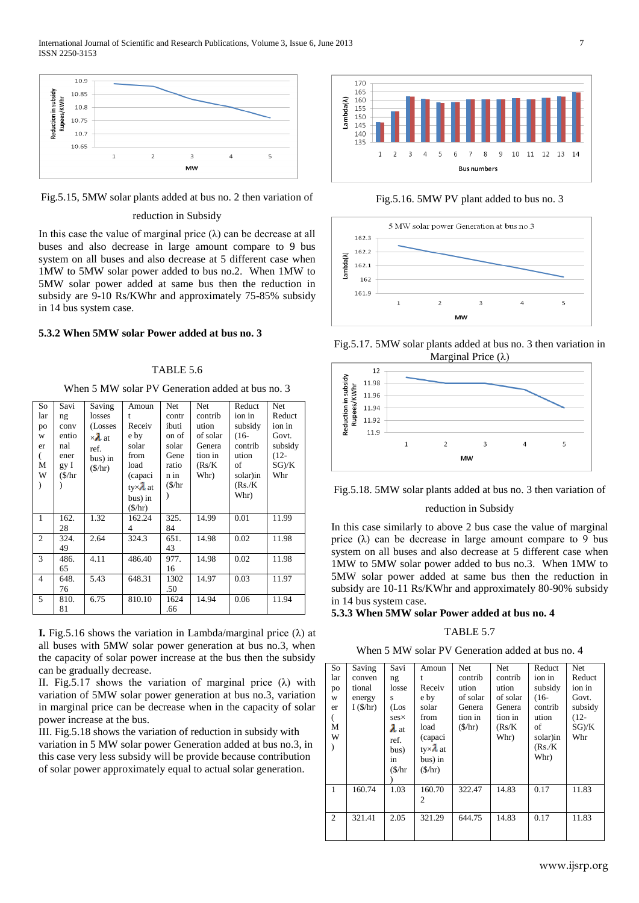Fig.5.15, 5MW solar plants added at bus no. 2 then variation of reduction in Subsidy

In this case the value of marginal price (λ) can be decrease at all buses and also decrease in large amount compare to 9 bus system on all buses and also decrease at 5 different case when 1MW to 5MW solar power added to bus no.2. When 1MW to 5MW solar power added at same bus then the reduction in subsidy are 9-10 Rs/KWhr and approximately 75-85% subsidy in 14 bus system case.

### 5.3.2 When 5MW solar Power added at bus no. 3

TABLE 5.6

When 5 MW solar PV Generation added at bus no. 3

| Solar power (MW) | Saving conventional energy I ($/hr) | Saving losses (Losses ×λ at ref. bus) in ($/hr) | Amount Receive by solar from load (capacity×λ at bus) in ($/hr) | Net contribution of solar Generation in ($/hr) | Net contribution of solar Generation (Rs/KWhr) | Reduction in subsidy (16-contribution of solar)in (Rs./KWhr) | Net Reduction in Govt. subsidy (12-SG)/KWhr |
|---|---|---|---|---|---|---|---|
| 1 | 162.28 | 1.32 | 162.244 | 325.84 | 14.99 | 0.01 | 11.99 |
| 2 | 324.49 | 2.64 | 324.3 | 651.43 | 14.98 | 0.02 | 11.98 |
| 3 | 486.65 | 4.11 | 486.40 | 977.16 | 14.98 | 0.02 | 11.98 |
| 4 | 648.76 | 5.43 | 648.31 | 1302.50 | 14.97 | 0.03 | 11.97 |
| 5 | 810.81 | 6.75 | 810.10 | 1624.66 | 14.94 | 0.06 | 11.94 |

I. Fig.5.16 shows the variation in Lambda/marginal price (λ) at all buses with 5MW solar power generation at bus no.3, when the capacity of solar power increase at the bus then the subsidy can be gradually decrease.

II. Fig.5.17 shows the variation of marginal price (λ) with variation of 5MW solar power generation at bus no.3, variation in marginal price can be decrease when in the capacity of solar power increase at the bus.

III. Fig.5.18 shows the variation of reduction in subsidy with variation in 5 MW solar power Generation added at bus no.3, in this case very less subsidy will be provide because contribution of solar power approximately equal to actual solar generation.

Fig.5.16. 5MW PV plant added to bus no. 3

Fig.5.17. 5MW solar plants added at bus no. 3 then variation in Marginal Price (λ)

Fig.5.18. 5MW solar plants added at bus no. 3 then variation of reduction in Subsidy

In this case similarly to above 2 bus case the value of marginal price (λ) can be decrease in large amount compare to 9 bus system on all buses and also decrease at 5 different case when 1MW to 5MW solar power added to bus no.3. When 1MW to 5MW solar power added at same bus then the reduction in subsidy are 10-11 Rs/KWhr and approximately 80-90% subsidy in 14 bus system case.

### 5.3.3 When 5MW solar Power added at bus no. 4

TABLE 5.7

When 5 MW solar PV Generation added at bus no. 4

| Solar power (MW) | Saving conventional energy I ($/hr) | Saving losses (Losses× λ at ref. bus) in ($/hr) | Amount Receive by solar from load (capacity×λ at bus) in ($/hr) | Net contribution of solar Generation in ($/hr) | Net contribution of solar Generation (Rs/KWhr) | Reduction in subsidy (16-contribution of solar)in (Rs./KWhr) | Net Reduction in Govt. subsidy (12-SG)/KWhr |
|---|---|---|---|---|---|---|---|
| 1 | 160.74 | 1.03 | 160.702 | 322.47 | 14.83 | 0.17 | 11.83 |
| 2 | 321.41 | 2.05 | 321.29 | 644.75 | 14.83 | 0.17 | 11.83 |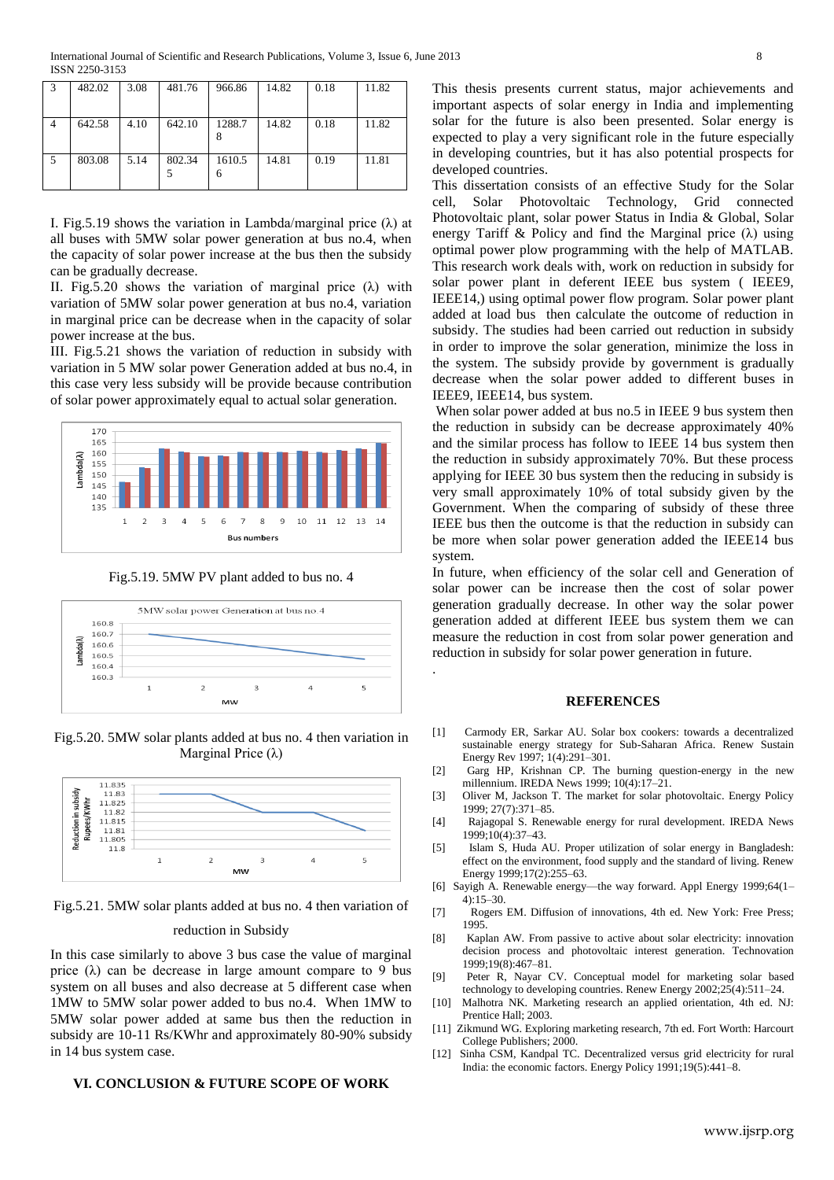| 3 | 482.02 | 3.08 | 481.76 | 966.86 | 14.82 | 0.18 | 11.82 |
|---|---|---|---|---|---|---|---|
| 4 | 642.58 | 4.10 | 642.10 | 1288.78 | 14.82 | 0.18 | 11.82 |
| 5 | 803.08 | 5.14 | 802.345 | 1610.56 | 14.81 | 0.19 | 11.81 |

I. Fig.5.19 shows the variation in Lambda/marginal price (λ) at all buses with 5MW solar power generation at bus no.4, when the capacity of solar power increase at the bus then the subsidy can be gradually decrease.

II. Fig.5.20 shows the variation of marginal price (λ) with variation of 5MW solar power generation at bus no.4, variation in marginal price can be decrease when in the capacity of solar power increase at the bus.

III. Fig.5.21 shows the variation of reduction in subsidy with variation in 5 MW solar power Generation added at bus no.4, in this case very less subsidy will be provide because contribution of solar power approximately equal to actual solar generation.

Fig.5.19. 5MW PV plant added to bus no. 4

Fig.5.20. 5MW solar plants added at bus no. 4 then variation in Marginal Price (λ)

Fig.5.21. 5MW solar plants added at bus no. 4 then variation of reduction in Subsidy

In this case similarly to above 3 bus case the value of marginal price (λ) can be decrease in large amount compare to 9 bus system on all buses and also decrease at 5 different case when 1MW to 5MW solar power added to bus no.4. When 1MW to 5MW solar power added at same bus then the reduction in subsidy are 10-11 Rs/KWhr and approximately 80-90% subsidy in 14 bus system case.

## VI. CONCLUSION & FUTURE SCOPE OF WORK

This thesis presents current status, major achievements and important aspects of solar energy in India and implementing solar for the future is also been presented. Solar energy is expected to play a very significant role in the future especially in developing countries, but it has also potential prospects for developed countries.

This dissertation consists of an effective Study for the Solar cell, Solar Photovoltaic Technology, Grid connected Photovoltaic plant, solar power Status in India & Global, Solar energy Tariff & Policy and find the Marginal price (λ) using optimal power plow programming with the help of MATLAB. This research work deals with, work on reduction in subsidy for solar power plant in deferent IEEE bus system ( IEEE9, IEEE14,) using optimal power flow program. Solar power plant added at load bus then calculate the outcome of reduction in subsidy. The studies had been carried out reduction in subsidy in order to improve the solar generation, minimize the loss in the system. The subsidy provide by government is gradually decrease when the solar power added to different buses in IEEE9, IEEE14, bus system.

When solar power added at bus no.5 in IEEE 9 bus system then the reduction in subsidy can be decrease approximately 40% and the similar process has follow to IEEE 14 bus system then the reduction in subsidy approximately 70%. But these process applying for IEEE 30 bus system then the reducing in subsidy is very small approximately 10% of total subsidy given by the Government. When the comparing of subsidy of these three IEEE bus then the outcome is that the reduction in subsidy can be more when solar power generation added the IEEE14 bus system.

In future, when efficiency of the solar cell and Generation of solar power can be increase then the cost of solar power generation gradually decrease. In other way the solar power generation added at different IEEE bus system them we can measure the reduction in cost from solar power generation and reduction in subsidy for solar power generation in future.

.

## REFERENCES

[1] Carmody ER, Sarkar AU. Solar box cookers: towards a decentralized sustainable energy strategy for Sub-Saharan Africa. Renew Sustain Energy Rev 1997; 1(4):291–301.

[2] Garg HP, Krishnan CP. The burning question-energy in the new millennium. IREDA News 1999; 10(4):17–21.

[3] Oliver M, Jackson T. The market for solar photovoltaic. Energy Policy 1999; 27(7):371–85.

[4] Rajagopal S. Renewable energy for rural development. IREDA News 1999;10(4):37–43.

[5] Islam S, Huda AU. Proper utilization of solar energy in Bangladesh: effect on the environment, food supply and the standard of living. Renew Energy 1999;17(2):255–63.

[6] Sayigh A. Renewable energy—the way forward. Appl Energy 1999;64(1–4):15–30.

[7] Rogers EM. Diffusion of innovations, 4th ed. New York: Free Press; 1995.

[8] Kaplan AW. From passive to active about solar electricity: innovation decision process and photovoltaic interest generation. Technovation 1999;19(8):467–81.

[9] Peter R, Nayar CV. Conceptual model for marketing solar based technology to developing countries. Renew Energy 2002;25(4):511–24.

[10] Malhotra NK. Marketing research an applied orientation, 4th ed. NJ: Prentice Hall; 2003.

[11] Zikmund WG. Exploring marketing research, 7th ed. Fort Worth: Harcourt College Publishers; 2000.

[12] Sinha CSM, Kandpal TC. Decentralized versus grid electricity for rural India: the economic factors. Energy Policy 1991;19(5):441–8.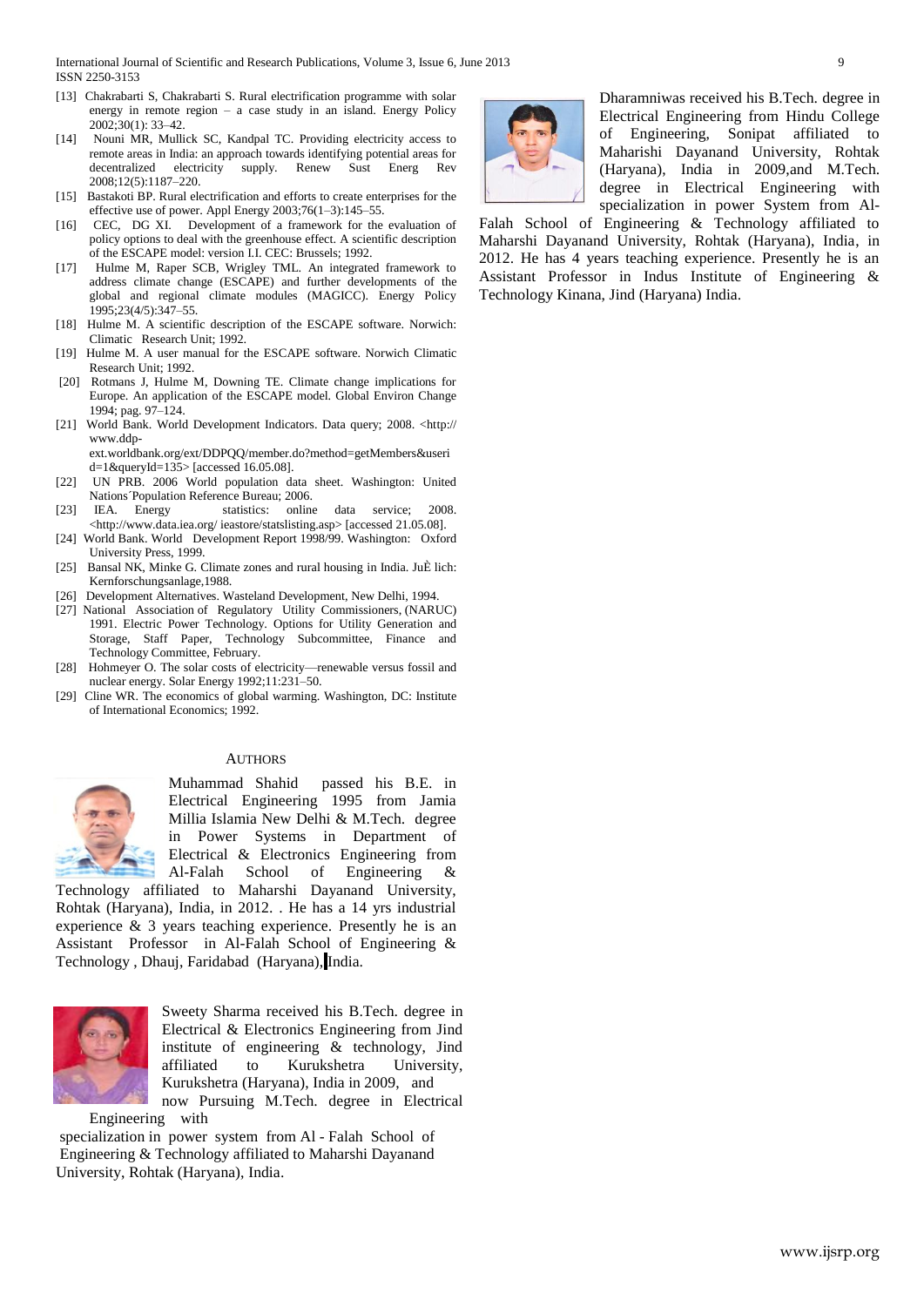[13] Chakrabarti S, Chakrabarti S. Rural electrification programme with solar energy in remote region – a case study in an island. Energy Policy 2002;30(1): 33–42.

[14] Nouni MR, Mullick SC, Kandpal TC. Providing electricity access to remote areas in India: an approach towards identifying potential areas for decentralized electricity supply. Renew Sust Energ Rev 2008;12(5):1187–220.

[15] Bastakoti BP. Rural electrification and efforts to create enterprises for the effective use of power. Appl Energy 2003;76(1–3):145–55.

[16] CEC, DG XI. Development of a framework for the evaluation of policy options to deal with the greenhouse effect. A scientific description of the ESCAPE model: version I.I. CEC: Brussels; 1992.

[17] Hulme M, Raper SCB, Wrigley TML. An integrated framework to address climate change (ESCAPE) and further developments of the global and regional climate modules (MAGICC). Energy Policy 1995;23(4/5):347–55.

[18] Hulme M. A scientific description of the ESCAPE software. Norwich: Climatic Research Unit; 1992.

[19] Hulme M. A user manual for the ESCAPE software. Norwich Climatic Research Unit; 1992.

[20] Rotmans J, Hulme M, Downing TE. Climate change implications for Europe. An application of the ESCAPE model. Global Environ Change 1994; pag. 97–124.

[21] World Bank. World Development Indicators. Data query; 2008. <http:// www.ddp-ext.worldbank.org/ext/DDPQQ/member.do?method=getMembers&userid=1&queryId=135> [accessed 16.05.08].

[22] UN PRB. 2006 World population data sheet. Washington: United Nations´Population Reference Bureau; 2006.

[23] IEA. Energy statistics: online data service; 2008. <http://www.data.iea.org/ ieastore/statslisting.asp> [accessed 21.05.08].

[24] World Bank. World Development Report 1998/99. Washington: Oxford University Press, 1999.

[25] Bansal NK, Minke G. Climate zones and rural housing in India. JuÈ lich: Kernforschungsanlage,1988.

[26] Development Alternatives. Wasteland Development, New Delhi, 1994.

[27] National Association of Regulatory Utility Commissioners, (NARUC) 1991. Electric Power Technology. Options for Utility Generation and Storage, Staff Paper, Technology Subcommittee, Finance and Technology Committee, February.

[28] Hohmeyer O. The solar costs of electricity—renewable versus fossil and nuclear energy. Solar Energy 1992;11:231–50.

[29] Cline WR. The economics of global warming. Washington, DC: Institute of International Economics; 1992.

## AUTHORS

Muhammad Shahid passed his B.E. in Electrical Engineering 1995 from Jamia Millia Islamia New Delhi & M.Tech. degree in Power Systems in Department of Electrical & Electronics Engineering from Al-Falah School of Engineering & Technology affiliated to Maharshi Dayanand University, Rohtak (Haryana), India, in 2012. . He has a 14 yrs industrial experience & 3 years teaching experience. Presently he is an Assistant Professor in Al-Falah School of Engineering & Technology , Dhauj, Faridabad (Haryana), India.

Sweety Sharma received his B.Tech. degree in Electrical & Electronics Engineering from Jind institute of engineering & technology, Jind affiliated to Kurukshetra University, Kurukshetra (Haryana), India in 2009, and now Pursuing M.Tech. degree in Electrical Engineering with specialization in power system from Al - Falah School of Engineering & Technology affiliated to Maharshi Dayanand University, Rohtak (Haryana), India.

Dharamniwas received his B.Tech. degree in Electrical Engineering from Hindu College of Engineering, Sonipat affiliated to Maharishi Dayanand University, Rohtak (Haryana), India in 2009,and M.Tech. degree in Electrical Engineering with specialization in power System from Al-Falah School of Engineering & Technology affiliated to Maharshi Dayanand University, Rohtak (Haryana), India, in 2012. He has 4 years teaching experience. Presently he is an Assistant Professor in Indus Institute of Engineering & Technology Kinana, Jind (Haryana) India.